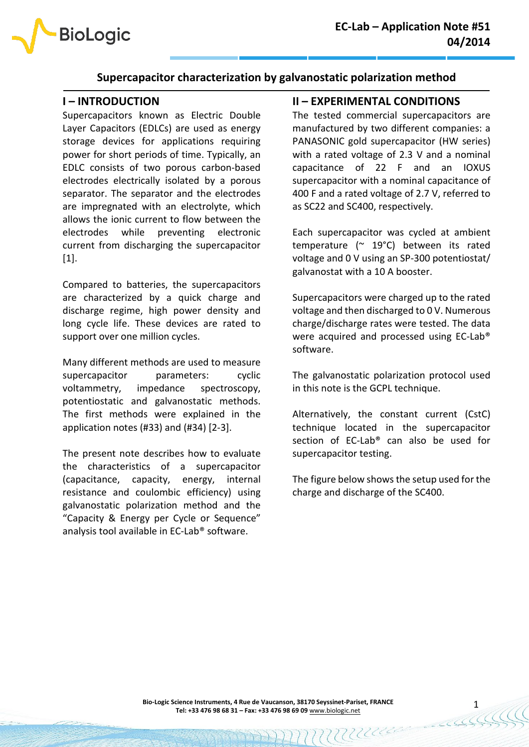# Supercapacitor characterization by galvanostatic polarization method

## I – INTRODUCTION

Supercapacitors known as Electric Double Layer Capacitors (EDLCs) are used as energy storage devices for applications requiring power for short periods of time. Typically, an EDLC consists of two porous carbon-based electrodes electrically isolated by a porous separator. The separator and the electrodes are impregnated with an electrolyte, which allows the ionic current to flow between the electrodes while preventing electronic current from discharging the supercapacitor [1].

Compared to batteries, the supercapacitors are characterized by a quick charge and discharge regime, high power density and long cycle life. These devices are rated to support over one million cycles.

Many different methods are used to measure supercapacitor parameters: cyclic voltammetry, impedance spectroscopy, potentiostatic and galvanostatic methods. The first methods were explained in the application notes (#33) and (#34) [2-3].

The present note describes how to evaluate the characteristics of a supercapacitor (capacitance, capacity, energy, internal resistance and coulombic efficiency) using galvanostatic polarization method and the "Capacity & Energy per Cycle or Sequence" analysis tool available in EC-Lab® software.

## II – EXPERIMENTAL CONDITIONS

The tested commercial supercapacitors are manufactured by two different companies: a PANASONIC gold supercapacitor (HW series) with a rated voltage of 2.3 V and a nominal capacitance of 22 F and an IOXUS supercapacitor with a nominal capacitance of 400 F and a rated voltage of 2.7 V, referred to as SC22 and SC400, respectively.

Each supercapacitor was cycled at ambient temperature (~ 19°C) between its rated voltage and 0 V using an SP-300 potentiostat/ galvanostat with a 10 A booster.

Supercapacitors were charged up to the rated voltage and then discharged to 0 V. Numerous charge/discharge rates were tested. The data were acquired and processed using EC-Lab® software.

The galvanostatic polarization protocol used in this note is the GCPL technique.

Alternatively, the constant current (CstC) technique located in the supercapacitor section of EC-Lab® can also be used for supercapacitor testing.

The figure below shows the setup used for the charge and discharge of the SC400.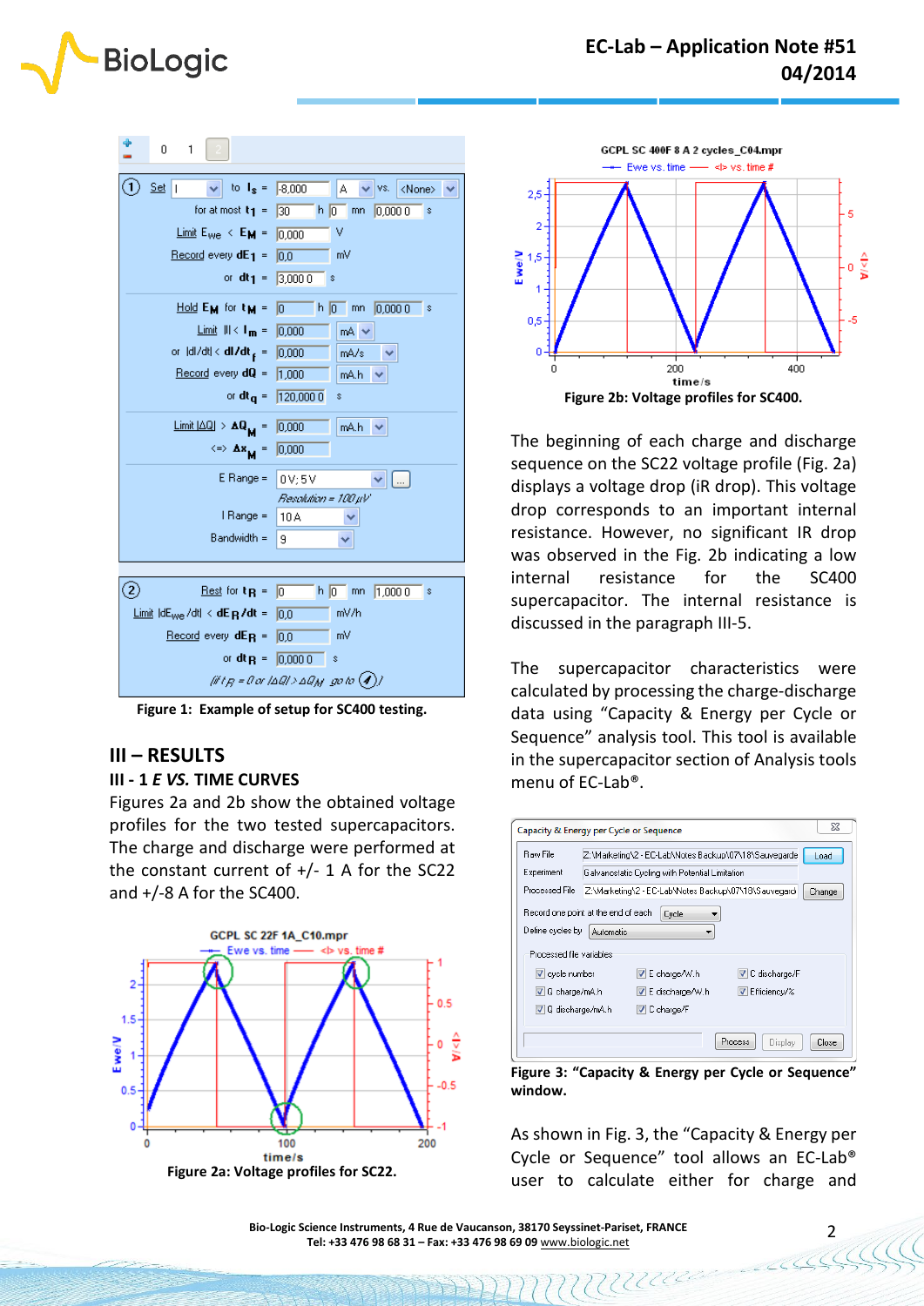Figure 1: Example of setup for SC400 testing.

## III – RESULTS

### III - 1 *E VS.* TIME CURVES

Figures 2a and 2b show the obtained voltage profiles for the two tested supercapacitors. The charge and discharge were performed at the constant current of +/- 1 A for the SC22 and +/-8 A for the SC400.

Figure 2a: Voltage profiles for SC22.

Figure 2b: Voltage profiles for SC400.

The beginning of each charge and discharge sequence on the SC22 voltage profile (Fig. 2a) displays a voltage drop (iR drop). This voltage drop corresponds to an important internal resistance. However, no significant IR drop was observed in the Fig. 2b indicating a low internal resistance for the SC400 supercapacitor. The internal resistance is discussed in the paragraph III-5.

The supercapacitor characteristics were calculated by processing the charge-discharge data using "Capacity & Energy per Cycle or Sequence" analysis tool. This tool is available in the supercapacitor section of Analysis tools menu of EC-Lab®.

Figure 3: "Capacity & Energy per Cycle or Sequence" window.

As shown in Fig. 3, the "Capacity & Energy per Cycle or Sequence" tool allows an EC-Lab® user to calculate either for charge and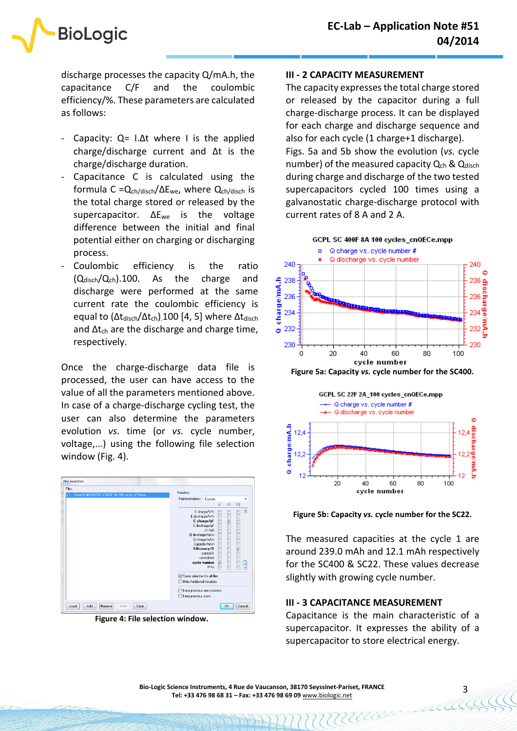discharge processes the capacity Q/mA.h, the capacitance C/F and the coulombic efficiency/%. These parameters are calculated as follows:

- Capacity: $Q = I.\Delta t$ where I is the applied charge/discharge current and $\Delta t$ is the charge/discharge duration.
- Capacitance C is calculated using the formula $C = Q_{ch/disch}/\Delta E_{we}$, where $Q_{ch/disch}$ is the total charge stored or released by the supercapacitor. $\Delta E_{we}$ is the voltage difference between the initial and final potential either on charging or discharging process.
- Coulombic efficiency is the ratio $(Q_{disch}/Q_{ch}).100$. As the charge and discharge were performed at the same current rate the coulombic efficiency is equal to $(\Delta t_{disch}/\Delta t_{ch}).100$ [4, 5] where $\Delta t_{disch}$ and $\Delta t_{ch}$ are the discharge and charge time, respectively.

Once the charge-discharge data file is processed, the user can have access to the value of all the parameters mentioned above. In case of a charge-discharge cycling test, the user can also determine the parameters evolution *vs.* time (or *vs.* cycle number, voltage,...) using the following file selection window (Fig. 4).

**Figure 4: File selection window.**

## III - 2 CAPACITY MEASUREMENT

The capacity expresses the total charge stored or released by the capacitor during a full charge-discharge process. It can be displayed for each charge and discharge sequence and also for each cycle (1 charge+1 discharge).

Figs. 5a and 5b show the evolution (*vs.* cycle number) of the measured capacity $Q_{ch}$ & $Q_{disch}$ during charge and discharge of the two tested supercapacitors cycled 100 times using a galvanostatic charge-discharge protocol with current rates of 8 A and 2 A.

**Figure 5a: Capacity *vs.* cycle number for the SC400.**

**Figure 5b: Capacity *vs.* cycle number for the SC22.**

The measured capacities at the cycle 1 are around 239.0 mAh and 12.1 mAh respectively for the SC400 & SC22. These values decrease slightly with growing cycle number.

## III - 3 CAPACITANCE MEASUREMENT

Capacitance is the main characteristic of a supercapacitor. It expresses the ability of a supercapacitor to store electrical energy.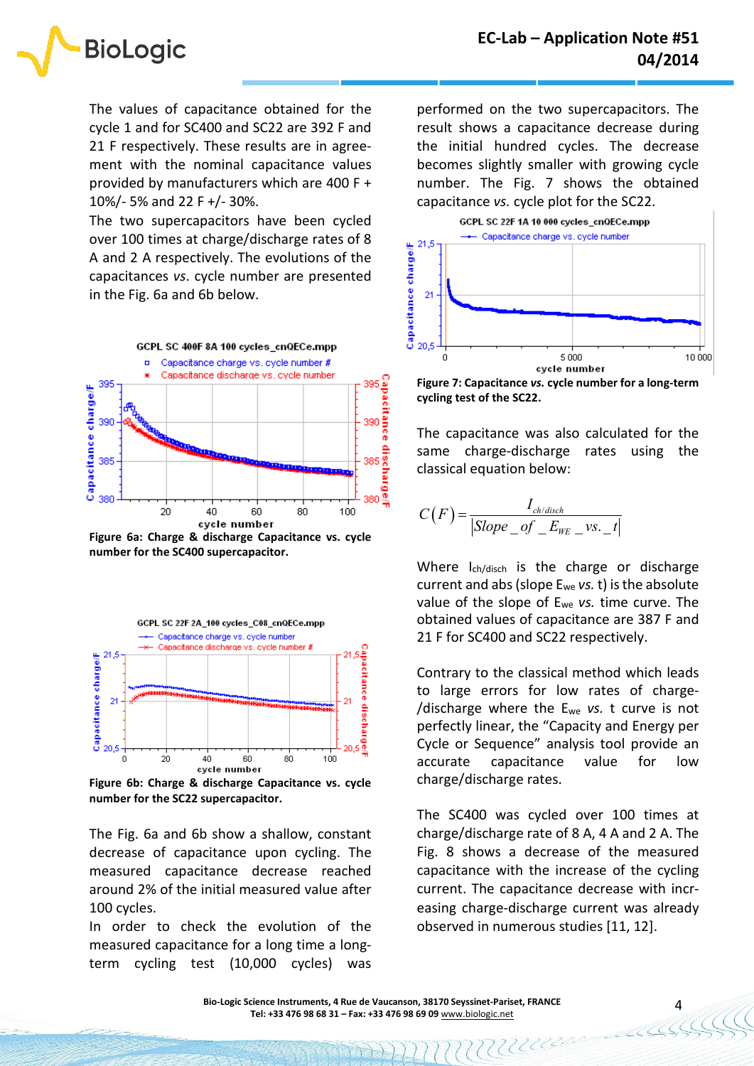The values of capacitance obtained for the cycle 1 and for SC400 and SC22 are 392 F and 21 F respectively. These results are in agreement with the nominal capacitance values provided by manufacturers which are 400 F + 10%/- 5% and 22 F +/- 30%.

The two supercapacitors have been cycled over 100 times at charge/discharge rates of 8 A and 2 A respectively. The evolutions of the capacitances *vs.* cycle number are presented in the Fig. 6a and 6b below.

**Figure 6a: Charge & discharge Capacitance vs. cycle number for the SC400 supercapacitor.**

**Figure 6b: Charge & discharge Capacitance vs. cycle number for the SC22 supercapacitor.**

The Fig. 6a and 6b show a shallow, constant decrease of capacitance upon cycling. The measured capacitance decrease reached around 2% of the initial measured value after 100 cycles.

In order to check the evolution of the measured capacitance for a long time a long-term cycling test (10,000 cycles) was performed on the two supercapacitors. The result shows a capacitance decrease during the initial hundred cycles. The decrease becomes slightly smaller with growing cycle number. The Fig. 7 shows the obtained capacitance *vs.* cycle plot for the SC22.

**Figure 7: Capacitance *vs.* cycle number for a long-term cycling test of the SC22.**

The capacitance was also calculated for the same charge-discharge rates using the classical equation below:

$$C(F) = \frac{I_{ch/disch}}{|Slope\_of\_E_{WE}\_vs.\_t|}$$

Where $I_{ch/disch}$ is the charge or discharge current and abs (slope $E_{we}$ *vs.* t) is the absolute value of the slope of $E_{we}$ *vs.* time curve. The obtained values of capacitance are 387 F and 21 F for SC400 and SC22 respectively.

Contrary to the classical method which leads to large errors for low rates of charge-/discharge where the $E_{we}$ *vs.* t curve is not perfectly linear, the "Capacity and Energy per Cycle or Sequence" analysis tool provide an accurate capacitance value for low charge/discharge rates.

The SC400 was cycled over 100 times at charge/discharge rate of 8 A, 4 A and 2 A. The Fig. 8 shows a decrease of the measured capacitance with the increase of the cycling current. The capacitance decrease with increasing charge-discharge current was already observed in numerous studies [11, 12].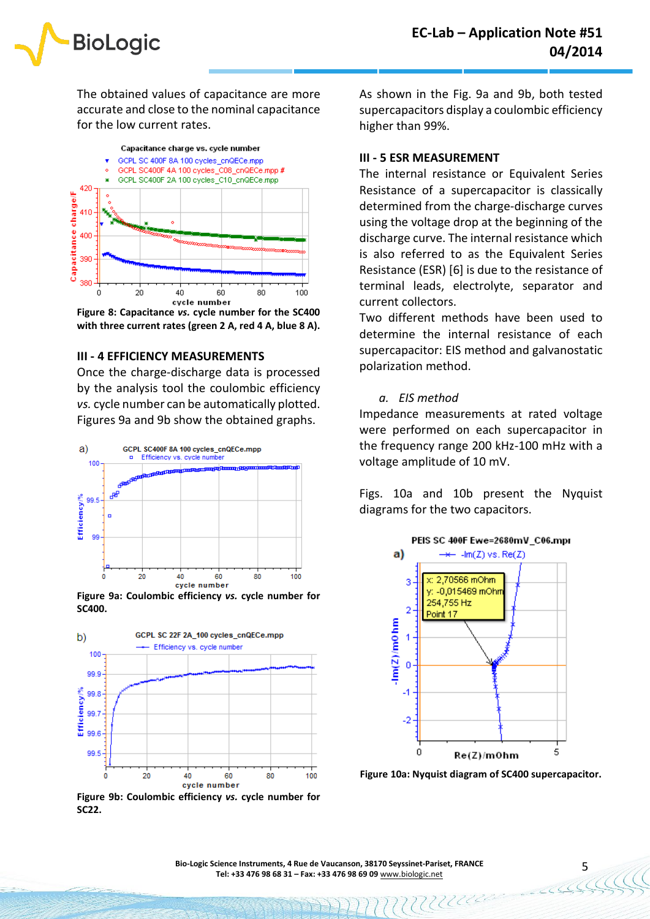The obtained values of capacitance are more accurate and close to the nominal capacitance for the low current rates.

**Figure 8: Capacitance *vs.* cycle number for the SC400 with three current rates (green 2 A, red 4 A, blue 8 A).**

### III - 4 EFFICIENCY MEASUREMENTS

Once the charge-discharge data is processed by the analysis tool the coulombic efficiency *vs.* cycle number can be automatically plotted. Figures 9a and 9b show the obtained graphs.

**Figure 9a: Coulombic efficiency *vs.* cycle number for SC400.**

**Figure 9b: Coulombic efficiency *vs.* cycle number for SC22.**

As shown in the Fig. 9a and 9b, both tested supercapacitors display a coulombic efficiency higher than 99%.

### III - 5 ESR MEASUREMENT

The internal resistance or Equivalent Series Resistance of a supercapacitor is classically determined from the charge-discharge curves using the voltage drop at the beginning of the discharge curve. The internal resistance which is also referred to as the Equivalent Series Resistance (ESR) [6] is due to the resistance of terminal leads, electrolyte, separator and current collectors.

Two different methods have been used to determine the internal resistance of each supercapacitor: EIS method and galvanostatic polarization method.

*a. EIS method*

Impedance measurements at rated voltage were performed on each supercapacitor in the frequency range 200 kHz-100 mHz with a voltage amplitude of 10 mV.

Figs. 10a and 10b present the Nyquist diagrams for the two capacitors.

**Figure 10a: Nyquist diagram of SC400 supercapacitor.**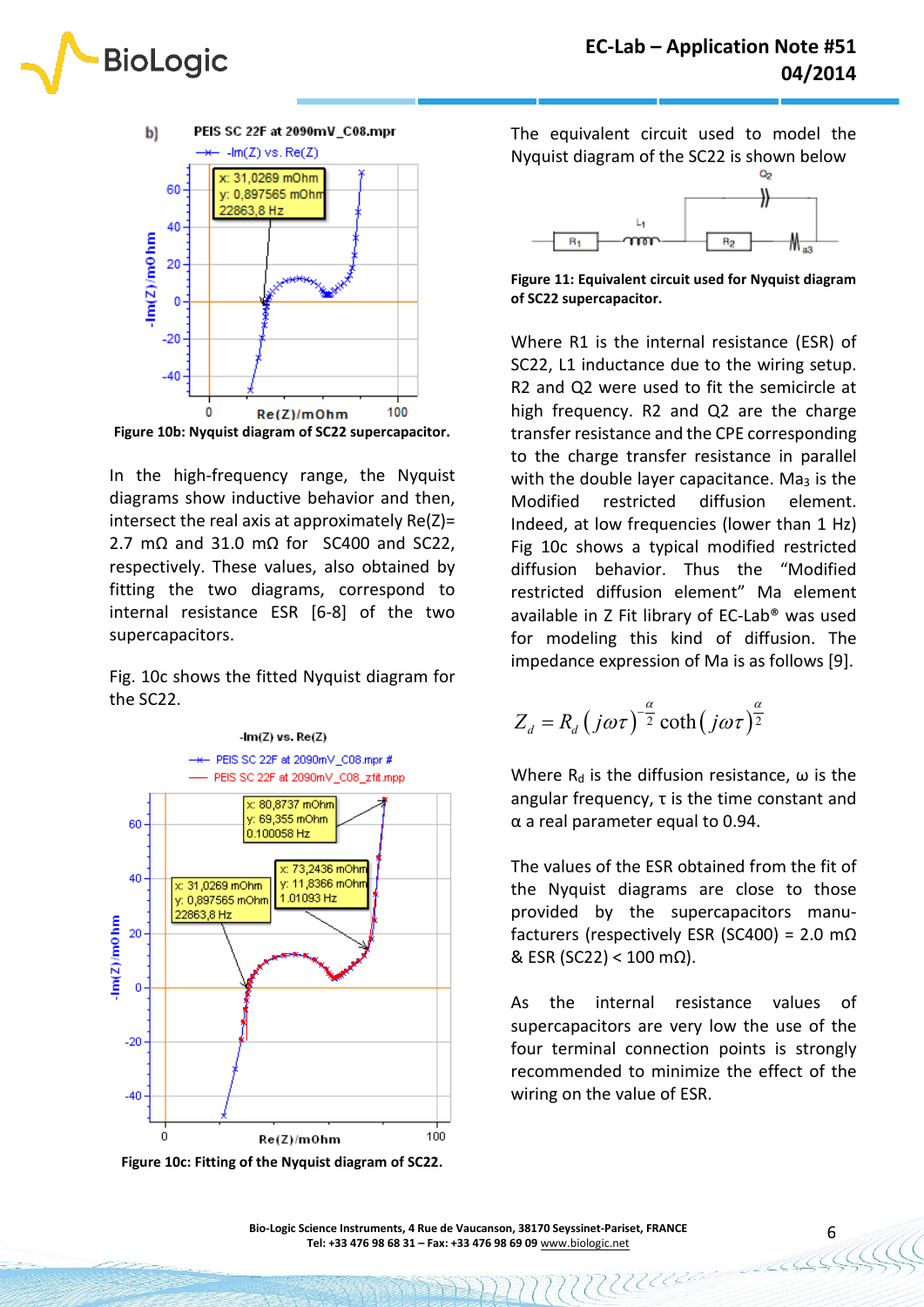Figure 10b: Nyquist diagram of SC22 supercapacitor.

In the high-frequency range, the Nyquist diagrams show inductive behavior and then, intersect the real axis at approximately Re(Z)= 2.7 mΩ and 31.0 mΩ for SC400 and SC22, respectively. These values, also obtained by fitting the two diagrams, correspond to internal resistance ESR [6-8] of the two supercapacitors.

Fig. 10c shows the fitted Nyquist diagram for the SC22.

Figure 10c: Fitting of the Nyquist diagram of SC22.

The equivalent circuit used to model the Nyquist diagram of the SC22 is shown below

Figure 11: Equivalent circuit used for Nyquist diagram of SC22 supercapacitor.

Where R1 is the internal resistance (ESR) of SC22, L1 inductance due to the wiring setup. R2 and Q2 were used to fit the semicircle at high frequency. R2 and Q2 are the charge transfer resistance and the CPE corresponding to the charge transfer resistance in parallel with the double layer capacitance. $Ma_3$ is the Modified restricted diffusion element. Indeed, at low frequencies (lower than 1 Hz) Fig 10c shows a typical modified restricted diffusion behavior. Thus the "Modified restricted diffusion element" Ma element available in Z Fit library of EC-Lab® was used for modeling this kind of diffusion. The impedance expression of Ma is as follows [9].

$$Z_d = R_d \left(j\omega\tau\right)^{-\frac{\alpha}{2}} \coth\left(j\omega\tau\right)^{\frac{\alpha}{2}}$$

Where $R_d$ is the diffusion resistance, ω is the angular frequency, τ is the time constant and α a real parameter equal to 0.94.

The values of the ESR obtained from the fit of the Nyquist diagrams are close to those provided by the supercapacitors manufacturers (respectively ESR (SC400) = 2.0 mΩ & ESR (SC22) < 100 mΩ).

As the internal resistance values of supercapacitors are very low the use of the four terminal connection points is strongly recommended to minimize the effect of the wiring on the value of ESR.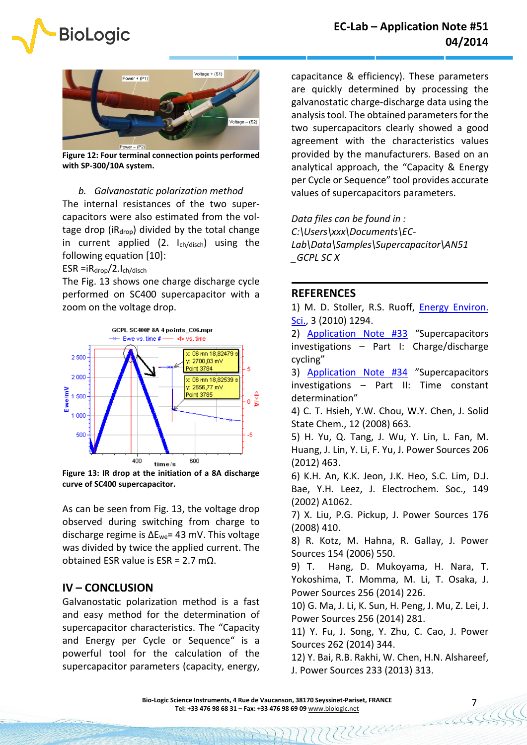Figure 12: Four terminal connection points performed with SP-300/10A system.

*b. Galvanostatic polarization method*

The internal resistances of the two super-capacitors were also estimated from the voltage drop ($iR_{drop}$) divided by the total change in current applied ($2.I_{ch/disch}$) using the following equation [10]:

$ESR = iR_{drop}/2.I_{ch/disch}$

The Fig. 13 shows one charge discharge cycle performed on SC400 supercapacitor with a zoom on the voltage drop.

GCPL SC400F 8A 4 points_C06.mpr

Ewe vs. time # — <I> vs. time

x: 06 mn 18,82479 s
y: 2700,03 mV
Point 3784

x: 06 mn 18,82539 s
y: 2656,77 mV
Point 3785

Ewe/mV

<I>/A

time/s

2 500
2 000
1 500
1 000
500

400
600

5
0
-5

Figure 13: IR drop at the initiation of a 8A discharge curve of SC400 supercapacitor.

As can be seen from Fig. 13, the voltage drop observed during switching from charge to discharge regime is $\Delta E_{we}$= 43 mV. This voltage was divided by twice the applied current. The obtained ESR value is ESR = 2.7 mΩ.

## IV – CONCLUSION

Galvanostatic polarization method is a fast and easy method for the determination of supercapacitor characteristics. The "Capacity and Energy per Cycle or Sequence" is a powerful tool for the calculation of the supercapacitor parameters (capacity, energy, capacitance & efficiency). These parameters are quickly determined by processing the galvanostatic charge-discharge data using the analysis tool. The obtained parameters for the two supercapacitors clearly showed a good agreement with the characteristics values provided by the manufacturers. Based on an analytical approach, the "Capacity & Energy per Cycle or Sequence" tool provides accurate values of supercapacitors parameters.

*Data files can be found in :*
*C:\Users\xxx\Documents\EC-Lab\Data\Samples\Supercapacitor\AN51_GCPL SC X*

## REFERENCES

1) M. D. Stoller, R.S. Ruoff, Energy Environ. Sci., 3 (2010) 1294.
2) Application Note #33 "Supercapacitors investigations – Part I: Charge/discharge cycling"
3) Application Note #34 "Supercapacitors investigations – Part II: Time constant determination"
4) C. T. Hsieh, Y.W. Chou, W.Y. Chen, J. Solid State Chem., 12 (2008) 663.
5) H. Yu, Q. Tang, J. Wu, Y. Lin, L. Fan, M. Huang, J. Lin, Y. Li, F. Yu, J. Power Sources 206 (2012) 463.
6) K.H. An, K.K. Jeon, J.K. Heo, S.C. Lim, D.J. Bae, Y.H. Leez, J. Electrochem. Soc., 149 (2002) A1062.
7) X. Liu, P.G. Pickup, J. Power Sources 176 (2008) 410.
8) R. Kotz, M. Hahna, R. Gallay, J. Power Sources 154 (2006) 550.
9) T. Hang, D. Mukoyama, H. Nara, T. Yokoshima, T. Momma, M. Li, T. Osaka, J. Power Sources 256 (2014) 226.
10) G. Ma, J. Li, K. Sun, H. Peng, J. Mu, Z. Lei, J. Power Sources 256 (2014) 281.
11) Y. Fu, J. Song, Y. Zhu, C. Cao, J. Power Sources 262 (2014) 344.
12) Y. Bai, R.B. Rakhi, W. Chen, H.N. Alshareef, J. Power Sources 233 (2013) 313.

Bio-Logic Science Instruments, 4 Rue de Vaucanson, 38170 Seyssinet-Pariset, FRANCE
Tel: +33 476 98 68 31 – Fax: +33 476 98 69 09 www.biologic.net